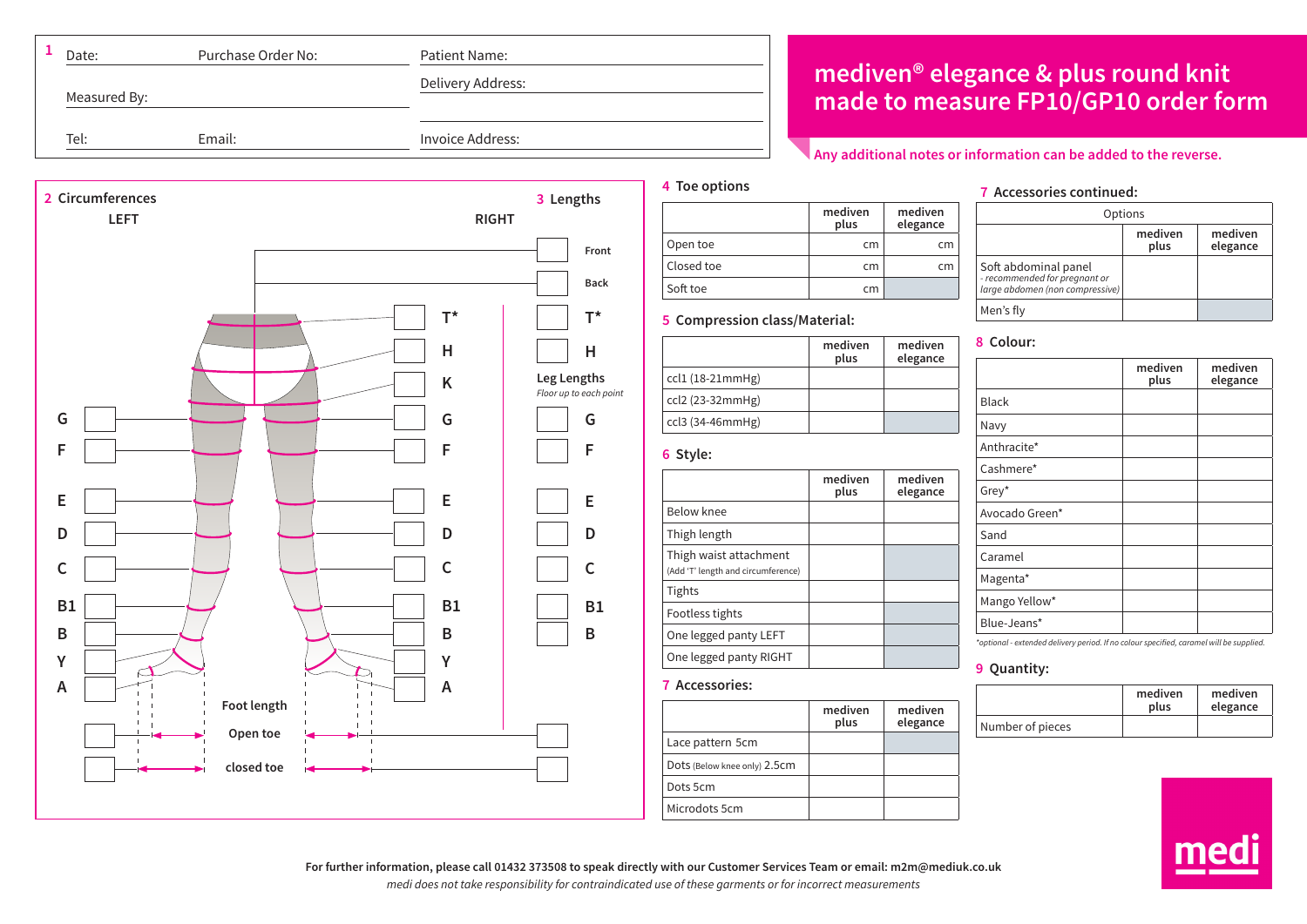# mediven® elegance & plus round knit made to measure FP10/GP10 order form

**Any additional notes or information can be added to the reverse.**

## 1

Date:

Purchase Order No:

Measured By:

Tel:

Email:

Patient Name:

Delivery Address:

Invoice Address:

## 2 Circumferences

LEFT

RIGHT

G

F

E

D

C

B1

B

Y

A

T*

H

K

G

F

E

D

C

B1

B

Y

A

Foot length

Open toe

closed toe

## 3 Lengths

Front

Back

T*

H

Leg Lengths
*Floor up to each point*

G

F

E

D

C

B1

B

## 4 Toe options

| | mediven plus | mediven elegance |
|---|---|---|
| Open toe | cm | cm |
| Closed toe | cm | cm |
| Soft toe | cm | |

## 5 Compression class/Material:

| | mediven plus | mediven elegance |
|---|---|---|
| ccl1 (18-21mmHg) | | |
| ccl2 (23-32mmHg) | | |
| ccl3 (34-46mmHg) | | |

## 6 Style:

| | mediven plus | mediven elegance |
|---|---|---|
| Below knee | | |
| Thigh length | | |
| Thigh waist attachment (Add 'T' length and circumference) | | |
| Tights | | |
| Footless tights | | |
| One legged panty LEFT | | |
| One legged panty RIGHT | | |

## 7 Accessories:

| | mediven plus | mediven elegance |
|---|---|---|
| Lace pattern 5cm | | |
| Dots (Below knee only) 2.5cm | | |
| Dots 5cm | | |
| Microdots 5cm | | |

## 7 Accessories continued:

| Options | | |
|---|---|---|
| | mediven plus | mediven elegance |
| Soft abdominal panel *- recommended for pregnant or large abdomen (non compressive)* | | |
| Men's fly | | |

## 8 Colour:

| | mediven plus | mediven elegance |
|---|---|---|
| Black | | |
| Navy | | |
| Anthracite* | | |
| Cashmere* | | |
| Grey* | | |
| Avocado Green* | | |
| Sand | | |
| Caramel | | |
| Magenta* | | |
| Mango Yellow* | | |
| Blue-Jeans* | | |

*\*optional - extended delivery period. If no colour specified, caramel will be supplied.*

## 9 Quantity:

| | mediven plus | mediven elegance |
|---|---|---|
| Number of pieces | | |

medi

**For further information, please call 01432 373508 to speak directly with our Customer Services Team or email: m2m@mediuk.co.uk**

*medi does not take responsibility for contraindicated use of these garments or for incorrect measurements*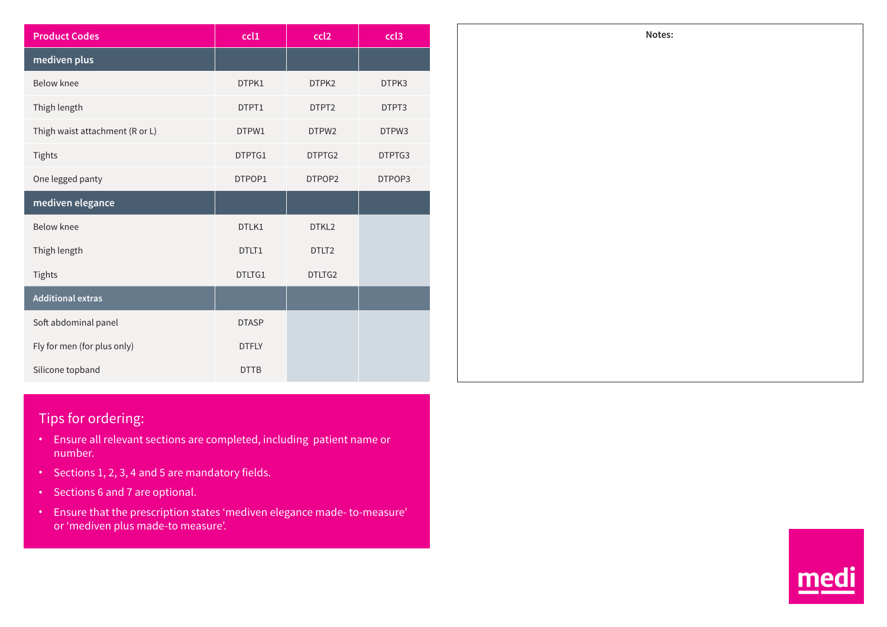| Product Codes | ccl1 | ccl2 | ccl3 |
|---|---|---|---|
| **mediven plus** | | | |
| Below knee | DTPK1 | DTPK2 | DTPK3 |
| Thigh length | DTPT1 | DTPT2 | DTPT3 |
| Thigh waist attachment (R or L) | DTPW1 | DTPW2 | DTPW3 |
| Tights | DTPTG1 | DTPTG2 | DTPTG3 |
| One legged panty | DTPOP1 | DTPOP2 | DTPOP3 |
| **mediven elegance** | | | |
| Below knee | DTLK1 | DTKL2 | |
| Thigh length | DTLT1 | DTLT2 | |
| Tights | DTLTG1 | DTLTG2 | |
| **Additional extras** | | | |
| Soft abdominal panel | DTASP | | |
| Fly for men (for plus only) | DTFLY | | |
| Silicone topband | DTTB | | |

**Notes:**

## Tips for ordering:

- Ensure all relevant sections are completed, including patient name or number.
- Sections 1, 2, 3, 4 and 5 are mandatory fields.
- Sections 6 and 7 are optional.
- Ensure that the prescription states 'mediven elegance made- to-measure' or 'mediven plus made-to measure'.

medi